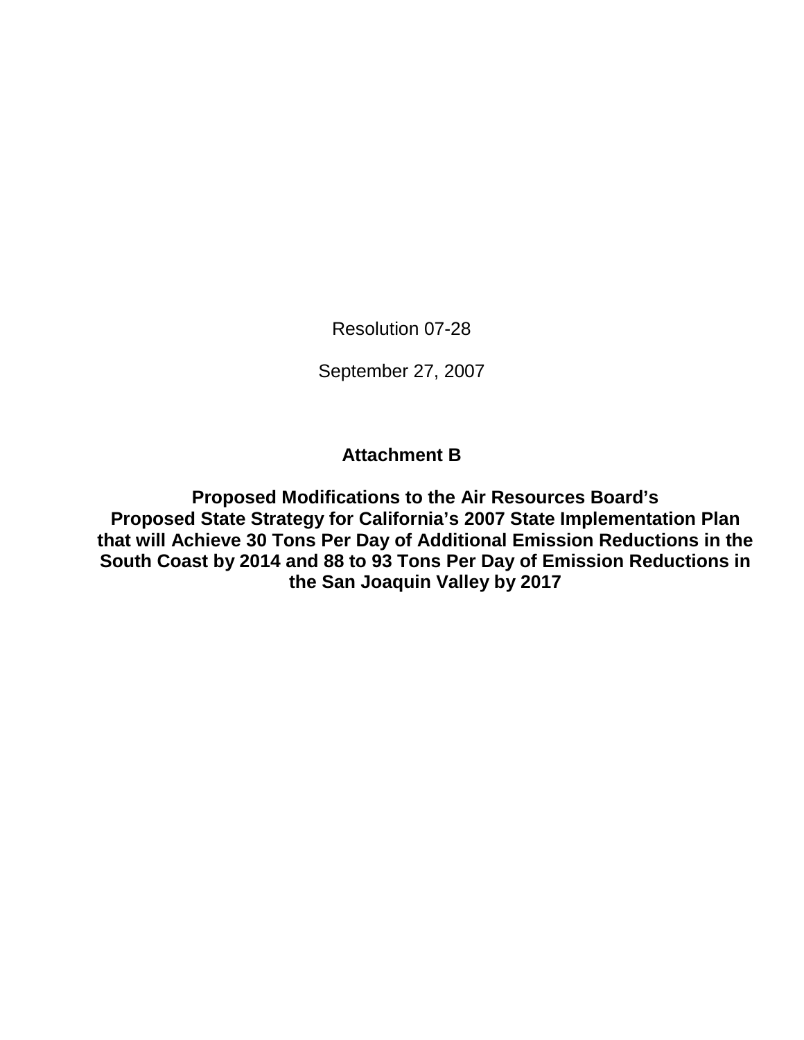Resolution 07-28

September 27, 2007

**Attachment B**

**Proposed Modifications to the Air Resources Board's Proposed State Strategy for California's 2007 State Implementation Plan that will Achieve 30 Tons Per Day of Additional Emission Reductions in the South Coast by 2014 and 88 to 93 Tons Per Day of Emission Reductions in the San Joaquin Valley by 2017**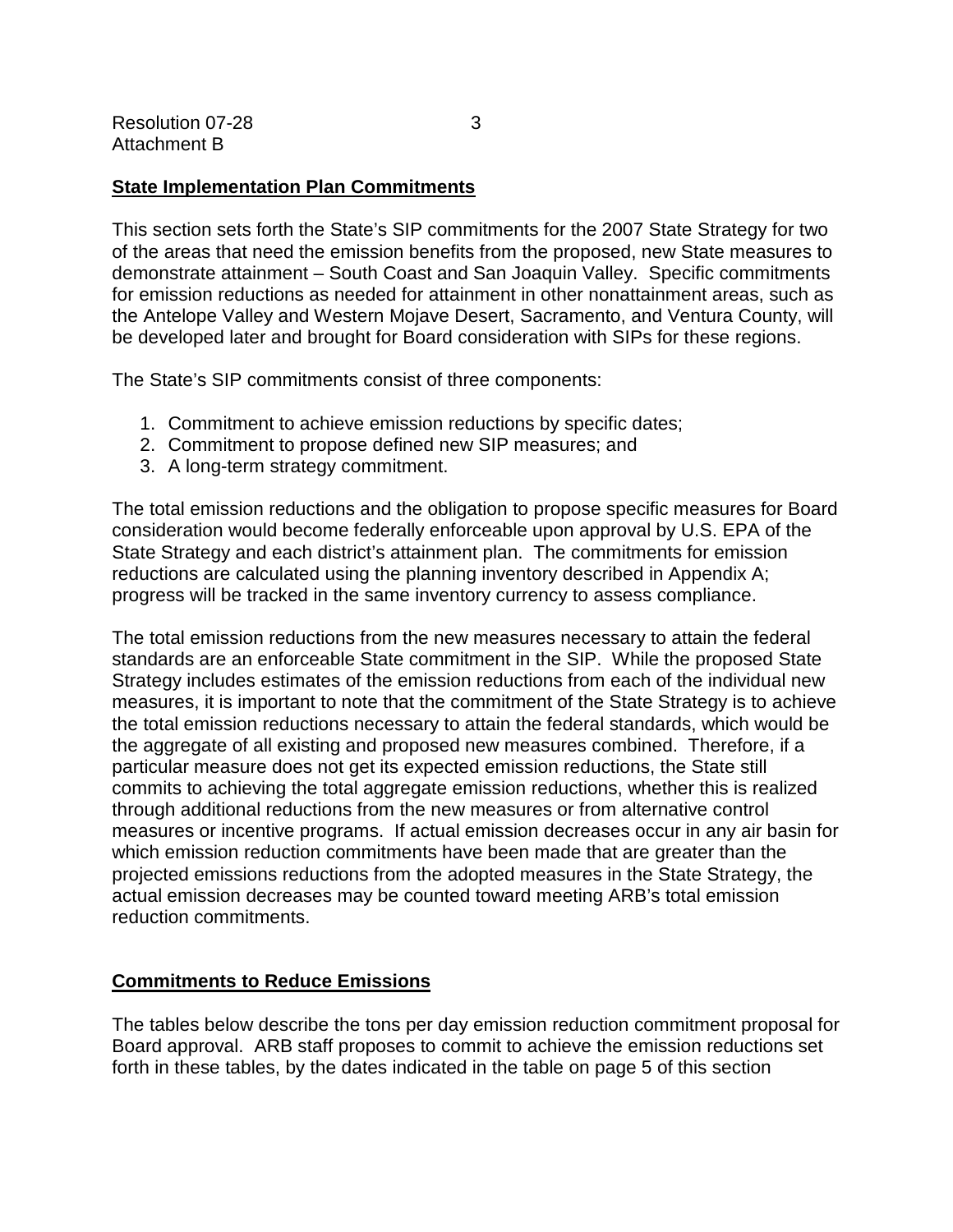## State Implementation Plan Commitments

This section sets forth the State's SIP commitments for the 2007 State Strategy for two of the areas that need the emission benefits from the proposed, new State measures to demonstrate attainment – South Coast and San Joaquin Valley. Specific commitments for emission reductions as needed for attainment in other nonattainment areas, such as the Antelope Valley and Western Mojave Desert, Sacramento, and Ventura County, will be developed later and brought for Board consideration with SIPs for these regions.

The State's SIP commitments consist of three components:

1. Commitment to achieve emission reductions by specific dates;
2. Commitment to propose defined new SIP measures; and
3. A long-term strategy commitment.

The total emission reductions and the obligation to propose specific measures for Board consideration would become federally enforceable upon approval by U.S. EPA of the State Strategy and each district's attainment plan. The commitments for emission reductions are calculated using the planning inventory described in Appendix A; progress will be tracked in the same inventory currency to assess compliance.

The total emission reductions from the new measures necessary to attain the federal standards are an enforceable State commitment in the SIP. While the proposed State Strategy includes estimates of the emission reductions from each of the individual new measures, it is important to note that the commitment of the State Strategy is to achieve the total emission reductions necessary to attain the federal standards, which would be the aggregate of all existing and proposed new measures combined. Therefore, if a particular measure does not get its expected emission reductions, the State still commits to achieving the total aggregate emission reductions, whether this is realized through additional reductions from the new measures or from alternative control measures or incentive programs. If actual emission decreases occur in any air basin for which emission reduction commitments have been made that are greater than the projected emissions reductions from the adopted measures in the State Strategy, the actual emission decreases may be counted toward meeting ARB's total emission reduction commitments.

## Commitments to Reduce Emissions

The tables below describe the tons per day emission reduction commitment proposal for Board approval. ARB staff proposes to commit to achieve the emission reductions set forth in these tables, by the dates indicated in the table on page 5 of this section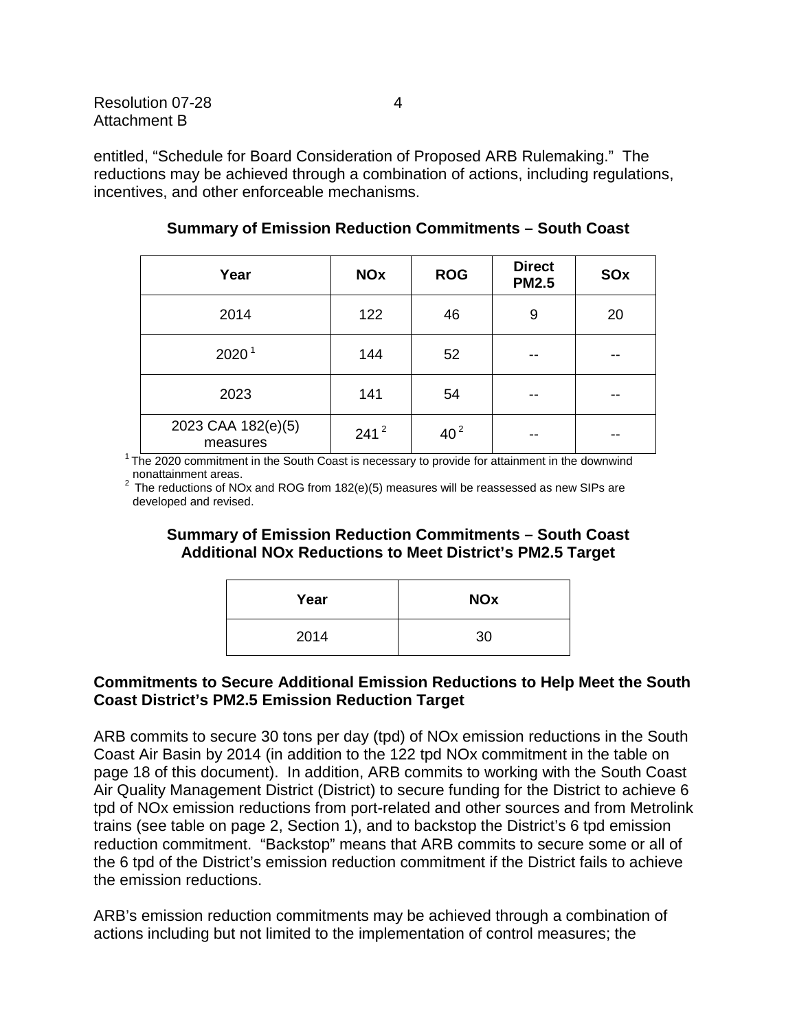entitled, "Schedule for Board Consideration of Proposed ARB Rulemaking." The reductions may be achieved through a combination of actions, including regulations, incentives, and other enforceable mechanisms.

**Summary of Emission Reduction Commitments – South Coast**

| Year | NOx | ROG | Direct PM2.5 | SOx |
|---|---|---|---|---|
| 2014 | 122 | 46 | 9 | 20 |
| 2020 [1] | 144 | 52 | -- | -- |
| 2023 | 141 | 54 | -- | -- |
| 2023 CAA 182(e)(5) measures | 241 [2] | 40 [2] | -- | -- |

[1] The 2020 commitment in the South Coast is necessary to provide for attainment in the downwind nonattainment areas.
[2] The reductions of NOx and ROG from 182(e)(5) measures will be reassessed as new SIPs are developed and revised.

**Summary of Emission Reduction Commitments – South Coast Additional NOx Reductions to Meet District's PM2.5 Target**

| Year | NOx |
|---|---|
| 2014 | 30 |

**Commitments to Secure Additional Emission Reductions to Help Meet the South Coast District's PM2.5 Emission Reduction Target**

ARB commits to secure 30 tons per day (tpd) of NOx emission reductions in the South Coast Air Basin by 2014 (in addition to the 122 tpd NOx commitment in the table on page 18 of this document). In addition, ARB commits to working with the South Coast Air Quality Management District (District) to secure funding for the District to achieve 6 tpd of NOx emission reductions from port-related and other sources and from Metrolink trains (see table on page 2, Section 1), and to backstop the District's 6 tpd emission reduction commitment. "Backstop" means that ARB commits to secure some or all of the 6 tpd of the District's emission reduction commitment if the District fails to achieve the emission reductions.

ARB's emission reduction commitments may be achieved through a combination of actions including but not limited to the implementation of control measures; the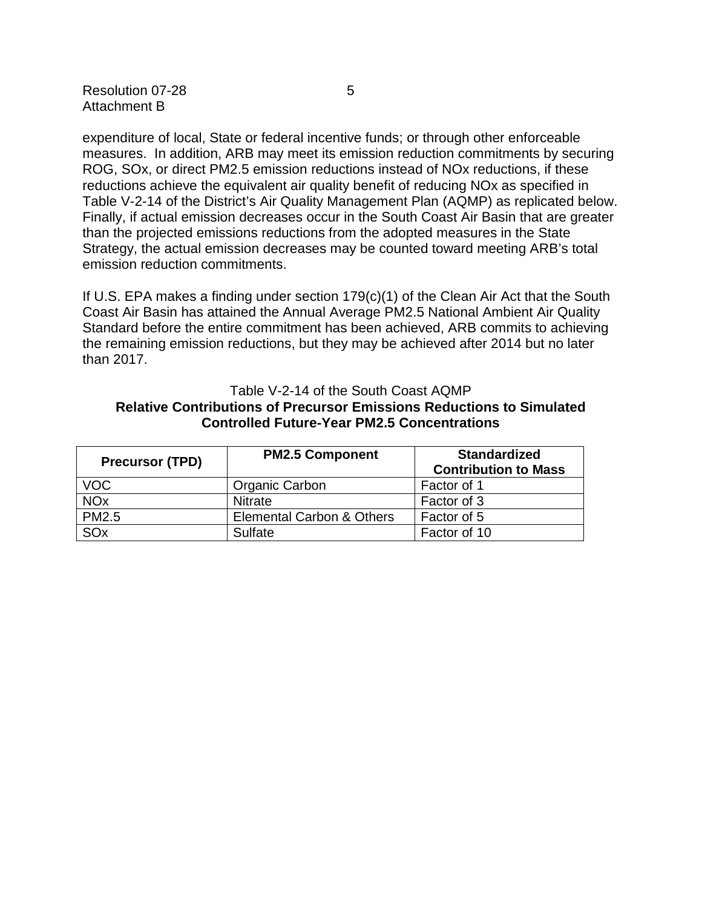expenditure of local, State or federal incentive funds; or through other enforceable measures. In addition, ARB may meet its emission reduction commitments by securing ROG, SOx, or direct PM2.5 emission reductions instead of NOx reductions, if these reductions achieve the equivalent air quality benefit of reducing NOx as specified in Table V-2-14 of the District's Air Quality Management Plan (AQMP) as replicated below. Finally, if actual emission decreases occur in the South Coast Air Basin that are greater than the projected emissions reductions from the adopted measures in the State Strategy, the actual emission decreases may be counted toward meeting ARB's total emission reduction commitments.

If U.S. EPA makes a finding under section 179(c)(1) of the Clean Air Act that the South Coast Air Basin has attained the Annual Average PM2.5 National Ambient Air Quality Standard before the entire commitment has been achieved, ARB commits to achieving the remaining emission reductions, but they may be achieved after 2014 but no later than 2017.

Table V-2-14 of the South Coast AQMP

**Relative Contributions of Precursor Emissions Reductions to Simulated Controlled Future-Year PM2.5 Concentrations**

| Precursor (TPD) | PM2.5 Component | Standardized Contribution to Mass |
|---|---|---|
| VOC | Organic Carbon | Factor of 1 |
| NOx | Nitrate | Factor of 3 |
| PM2.5 | Elemental Carbon & Others | Factor of 5 |
| SOx | Sulfate | Factor of 10 |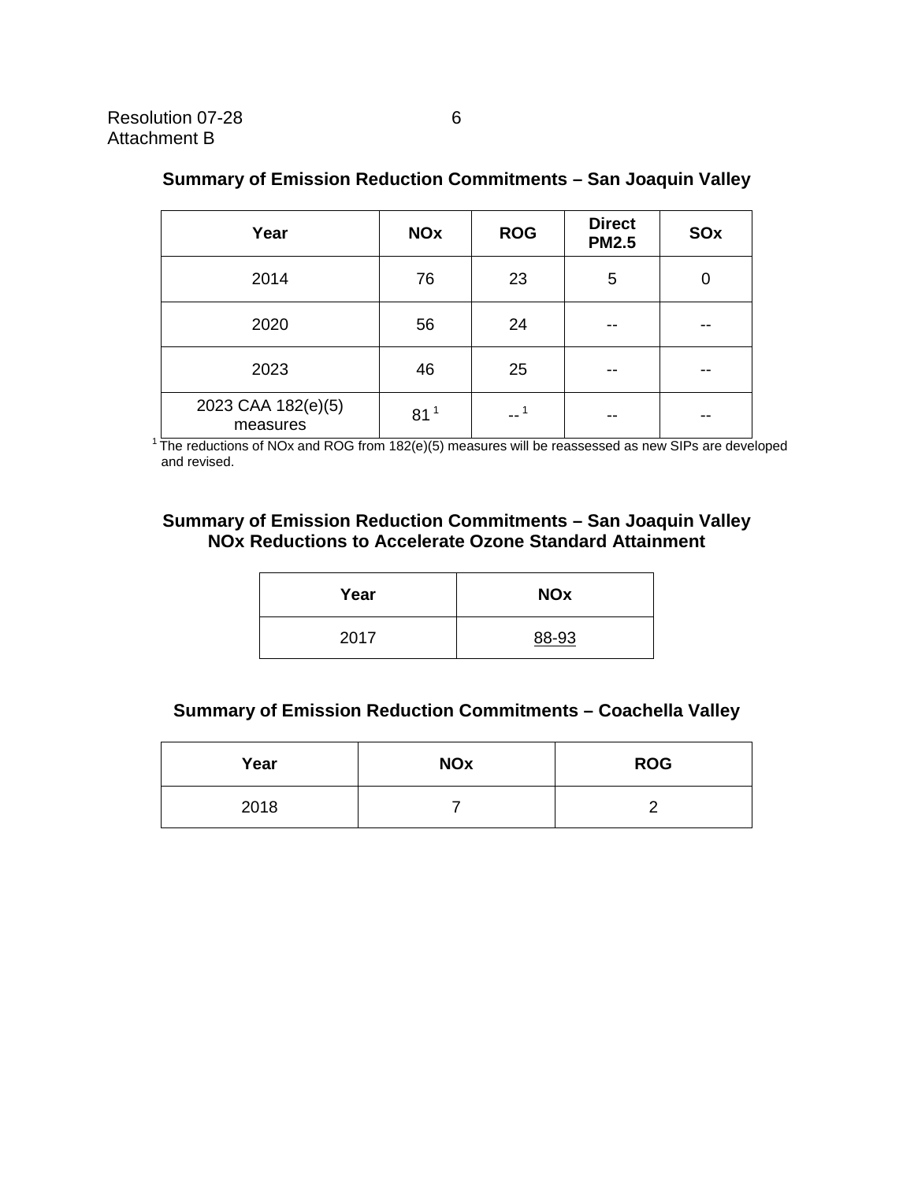Resolution 07-28
Attachment B

### Summary of Emission Reduction Commitments – San Joaquin Valley

| Year | NOx | ROG | Direct PM2.5 | SOx |
|---|---|---|---|---|
| 2014 | 76 | 23 | 5 | 0 |
| 2020 | 56 | 24 | -- | -- |
| 2023 | 46 | 25 | -- | -- |
| 2023 CAA 182(e)(5) measures | 81 [1] | -- [1] | -- | -- |

[1] The reductions of NOx and ROG from 182(e)(5) measures will be reassessed as new SIPs are developed and revised.

### Summary of Emission Reduction Commitments – San Joaquin Valley NOx Reductions to Accelerate Ozone Standard Attainment

| Year | NOx |
|---|---|
| 2017 | <u>88-93</u> |

### Summary of Emission Reduction Commitments – Coachella Valley

| Year | NOx | ROG |
|---|---|---|
| 2018 | 7 | 2 |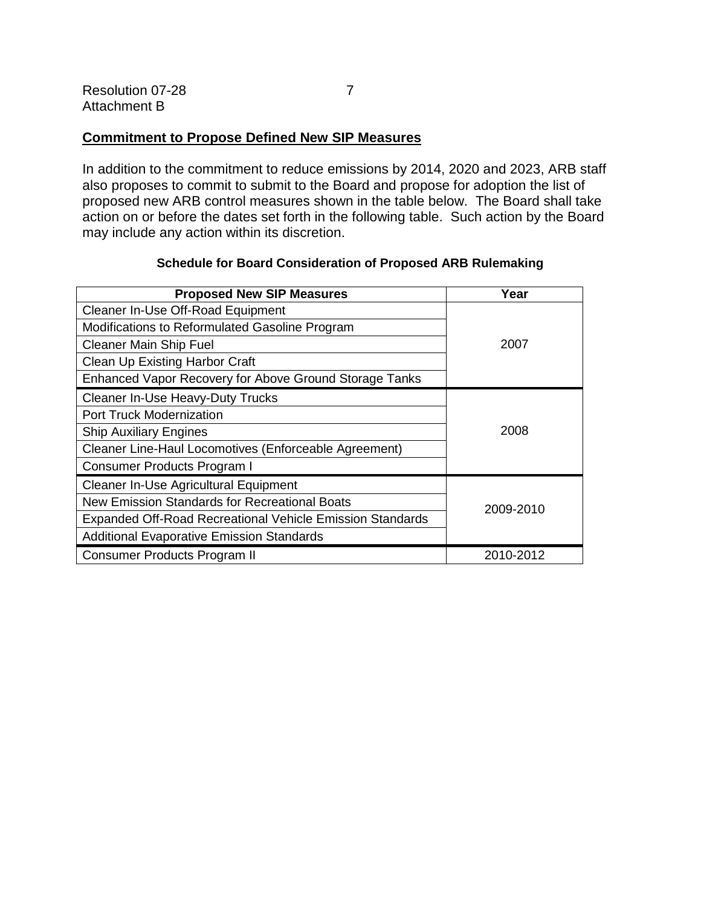Resolution 07-28
Attachment B

## Commitment to Propose Defined New SIP Measures

In addition to the commitment to reduce emissions by 2014, 2020 and 2023, ARB staff also proposes to commit to submit to the Board and propose for adoption the list of proposed new ARB control measures shown in the table below. The Board shall take action on or before the dates set forth in the following table. Such action by the Board may include any action within its discretion.

**Schedule for Board Consideration of Proposed ARB Rulemaking**

| Proposed New SIP Measures | Year |
|---|---|
| Cleaner In-Use Off-Road Equipment | 2007 |
| Modifications to Reformulated Gasoline Program | |
| Cleaner Main Ship Fuel | |
| Clean Up Existing Harbor Craft | |
| Enhanced Vapor Recovery for Above Ground Storage Tanks | |
| Cleaner In-Use Heavy-Duty Trucks | 2008 |
| Port Truck Modernization | |
| Ship Auxiliary Engines | |
| Cleaner Line-Haul Locomotives (Enforceable Agreement) | |
| Consumer Products Program I | |
| Cleaner In-Use Agricultural Equipment | 2009-2010 |
| New Emission Standards for Recreational Boats | |
| Expanded Off-Road Recreational Vehicle Emission Standards | |
| Additional Evaporative Emission Standards | |
| Consumer Products Program II | 2010-2012 |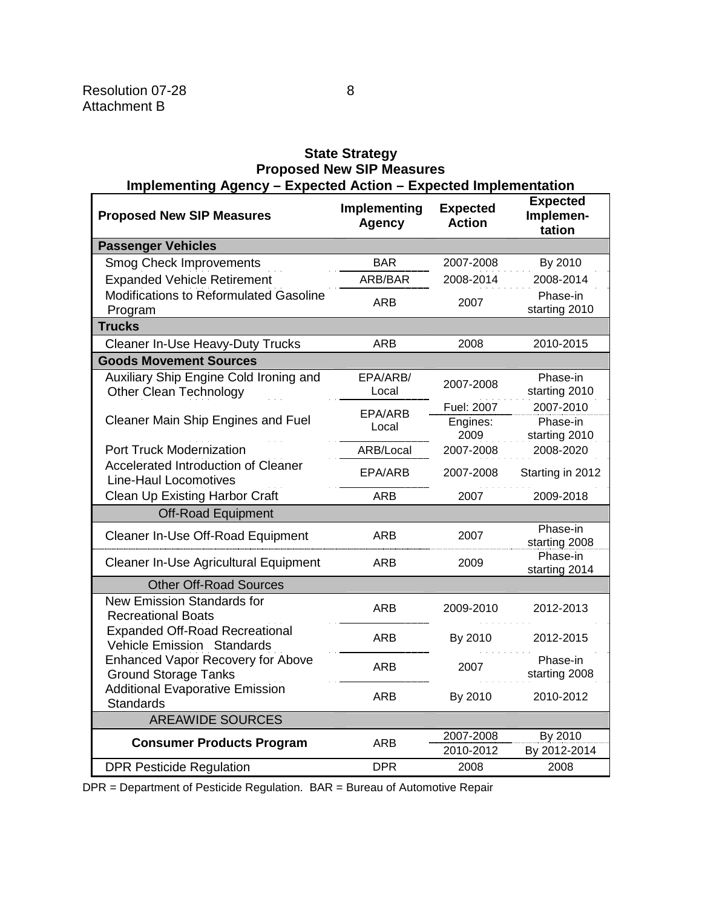Resolution 07-28
Attachment B

**State Strategy**
**Proposed New SIP Measures**
**Implementing Agency – Expected Action – Expected Implementation**

| Proposed New SIP Measures | Implementing Agency | Expected Action | Expected Implemen-tation |
|---|---|---|---|
| **Passenger Vehicles** | | | |
| Smog Check Improvements | BAR | 2007-2008 | By 2010 |
| Expanded Vehicle Retirement | ARB/BAR | 2008-2014 | 2008-2014 |
| Modifications to Reformulated Gasoline Program | ARB | 2007 | Phase-in starting 2010 |
| **Trucks** | | | |
| Cleaner In-Use Heavy-Duty Trucks | ARB | 2008 | 2010-2015 |
| **Goods Movement Sources** | | | |
| Auxiliary Ship Engine Cold Ironing and Other Clean Technology | EPA/ARB/ Local | 2007-2008 | Phase-in starting 2010 |
| Cleaner Main Ship Engines and Fuel | EPA/ARB Local | Fuel: 2007 | 2007-2010 |
| | | Engines: 2009 | Phase-in starting 2010 |
| Port Truck Modernization | ARB/Local | 2007-2008 | 2008-2020 |
| Accelerated Introduction of Cleaner Line-Haul Locomotives | EPA/ARB | 2007-2008 | Starting in 2012 |
| Clean Up Existing Harbor Craft | ARB | 2007 | 2009-2018 |
| Off-Road Equipment | | | |
| Cleaner In-Use Off-Road Equipment | ARB | 2007 | Phase-in starting 2008 |
| Cleaner In-Use Agricultural Equipment | ARB | 2009 | Phase-in starting 2014 |
| Other Off-Road Sources | | | |
| New Emission Standards for Recreational Boats | ARB | 2009-2010 | 2012-2013 |
| Expanded Off-Road Recreational Vehicle Emission Standards | ARB | By 2010 | 2012-2015 |
| Enhanced Vapor Recovery for Above Ground Storage Tanks | ARB | 2007 | Phase-in starting 2008 |
| Additional Evaporative Emission Standards | ARB | By 2010 | 2010-2012 |
| AREAWIDE SOURCES | | | |
| **Consumer Products Program** | ARB | 2007-2008 | By 2010 |
| | | 2010-2012 | By 2012-2014 |
| DPR Pesticide Regulation | DPR | 2008 | 2008 |

DPR = Department of Pesticide Regulation. BAR = Bureau of Automotive Repair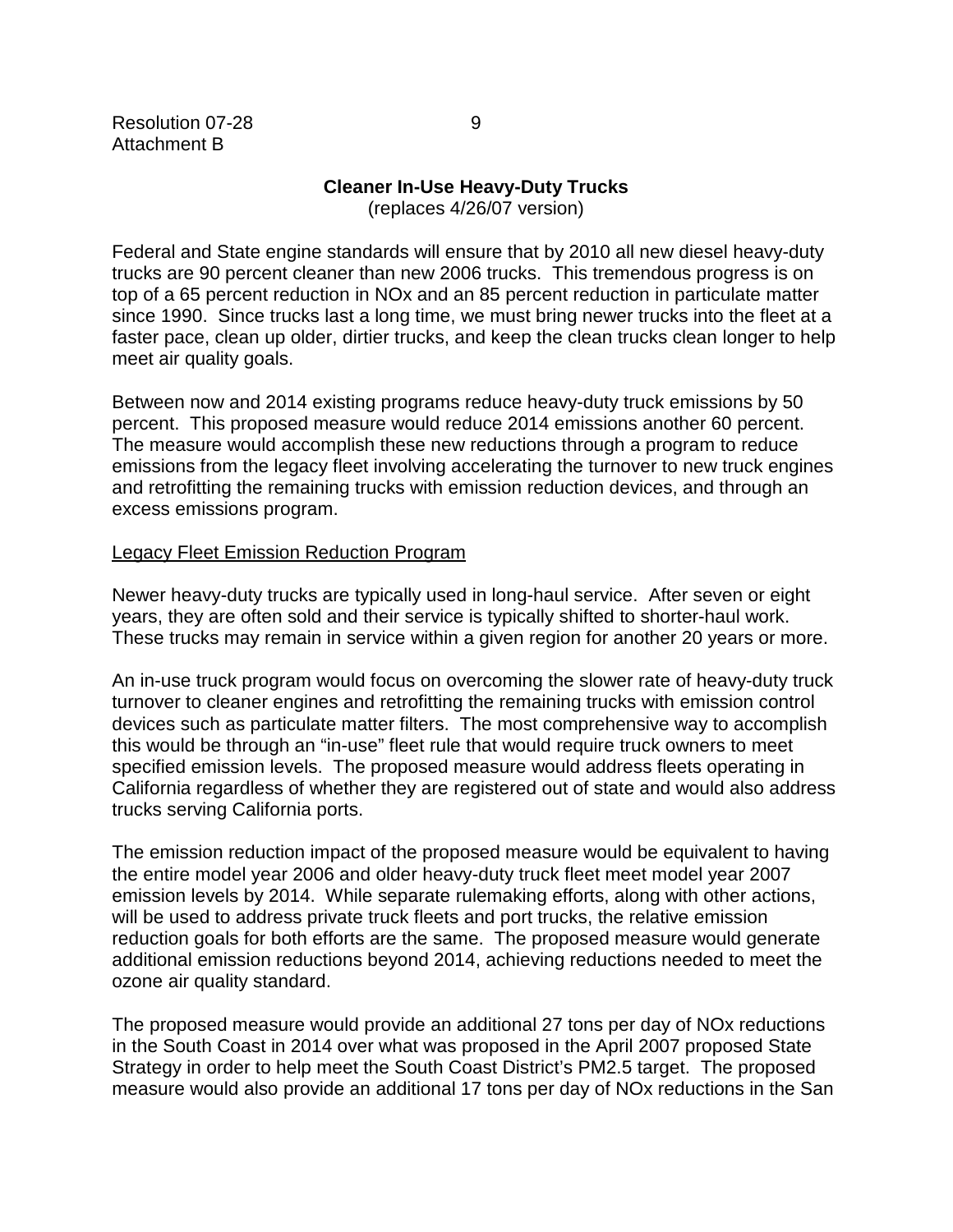Resolution 07-28
Attachment B

**Cleaner In-Use Heavy-Duty Trucks**
(replaces 4/26/07 version)

Federal and State engine standards will ensure that by 2010 all new diesel heavy-duty trucks are 90 percent cleaner than new 2006 trucks. This tremendous progress is on top of a 65 percent reduction in NOx and an 85 percent reduction in particulate matter since 1990. Since trucks last a long time, we must bring newer trucks into the fleet at a faster pace, clean up older, dirtier trucks, and keep the clean trucks clean longer to help meet air quality goals.

Between now and 2014 existing programs reduce heavy-duty truck emissions by 50 percent. This proposed measure would reduce 2014 emissions another 60 percent. The measure would accomplish these new reductions through a program to reduce emissions from the legacy fleet involving accelerating the turnover to new truck engines and retrofitting the remaining trucks with emission reduction devices, and through an excess emissions program.

<u>Legacy Fleet Emission Reduction Program</u>

Newer heavy-duty trucks are typically used in long-haul service. After seven or eight years, they are often sold and their service is typically shifted to shorter-haul work. These trucks may remain in service within a given region for another 20 years or more.

An in-use truck program would focus on overcoming the slower rate of heavy-duty truck turnover to cleaner engines and retrofitting the remaining trucks with emission control devices such as particulate matter filters. The most comprehensive way to accomplish this would be through an "in-use" fleet rule that would require truck owners to meet specified emission levels. The proposed measure would address fleets operating in California regardless of whether they are registered out of state and would also address trucks serving California ports.

The emission reduction impact of the proposed measure would be equivalent to having the entire model year 2006 and older heavy-duty truck fleet meet model year 2007 emission levels by 2014. While separate rulemaking efforts, along with other actions, will be used to address private truck fleets and port trucks, the relative emission reduction goals for both efforts are the same. The proposed measure would generate additional emission reductions beyond 2014, achieving reductions needed to meet the ozone air quality standard.

The proposed measure would provide an additional 27 tons per day of NOx reductions in the South Coast in 2014 over what was proposed in the April 2007 proposed State Strategy in order to help meet the South Coast District's PM2.5 target. The proposed measure would also provide an additional 17 tons per day of NOx reductions in the San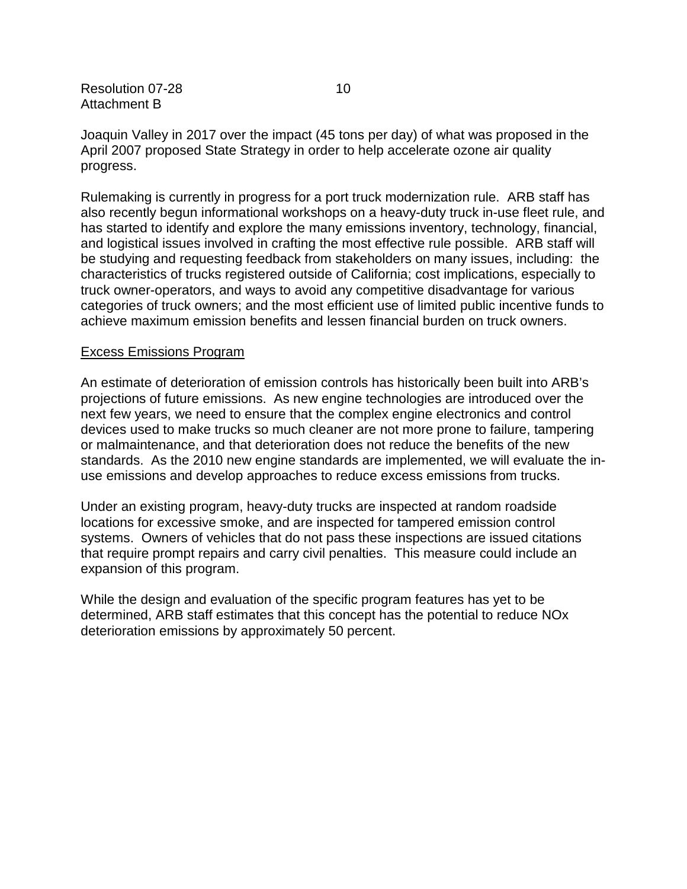Joaquin Valley in 2017 over the impact (45 tons per day) of what was proposed in the April 2007 proposed State Strategy in order to help accelerate ozone air quality progress.

Rulemaking is currently in progress for a port truck modernization rule. ARB staff has also recently begun informational workshops on a heavy-duty truck in-use fleet rule, and has started to identify and explore the many emissions inventory, technology, financial, and logistical issues involved in crafting the most effective rule possible. ARB staff will be studying and requesting feedback from stakeholders on many issues, including: the characteristics of trucks registered outside of California; cost implications, especially to truck owner-operators, and ways to avoid any competitive disadvantage for various categories of truck owners; and the most efficient use of limited public incentive funds to achieve maximum emission benefits and lessen financial burden on truck owners.

Excess Emissions Program

An estimate of deterioration of emission controls has historically been built into ARB's projections of future emissions. As new engine technologies are introduced over the next few years, we need to ensure that the complex engine electronics and control devices used to make trucks so much cleaner are not more prone to failure, tampering or malmaintenance, and that deterioration does not reduce the benefits of the new standards. As the 2010 new engine standards are implemented, we will evaluate the in-use emissions and develop approaches to reduce excess emissions from trucks.

Under an existing program, heavy-duty trucks are inspected at random roadside locations for excessive smoke, and are inspected for tampered emission control systems. Owners of vehicles that do not pass these inspections are issued citations that require prompt repairs and carry civil penalties. This measure could include an expansion of this program.

While the design and evaluation of the specific program features has yet to be determined, ARB staff estimates that this concept has the potential to reduce $NO_x$ deterioration emissions by approximately 50 percent.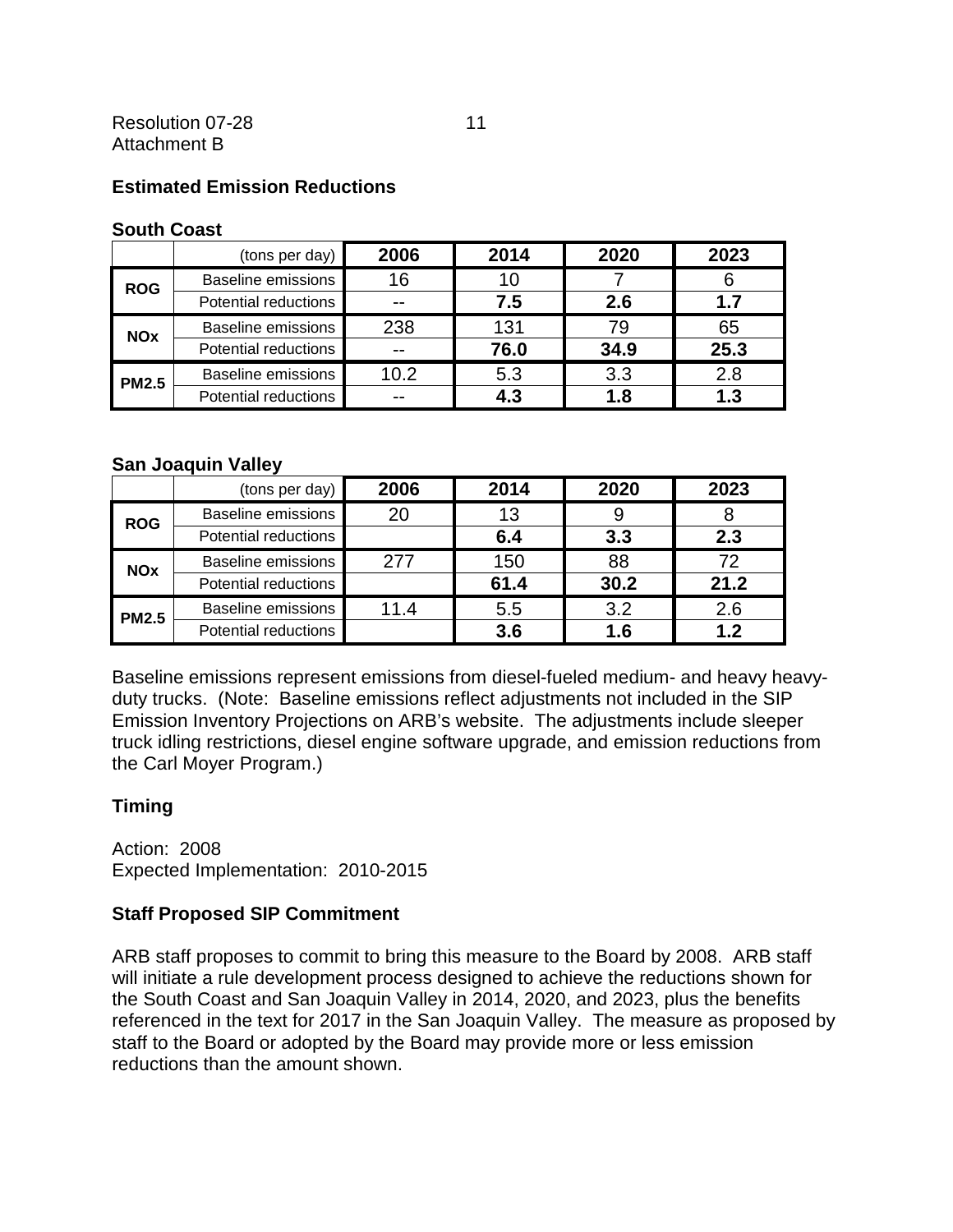Resolution 07-28
Attachment B

**Estimated Emission Reductions**

**South Coast**

| | (tons per day) | 2006 | 2014 | 2020 | 2023 |
|---|---|---|---|---|---|
| ROG | Baseline emissions | 16 | 10 | 7 | 6 |
| | Potential reductions | -- | **7.5** | **2.6** | **1.7** |
| NOx | Baseline emissions | 238 | 131 | 79 | 65 |
| | Potential reductions | -- | **76.0** | **34.9** | **25.3** |
| PM2.5 | Baseline emissions | 10.2 | 5.3 | 3.3 | 2.8 |
| | Potential reductions | -- | **4.3** | **1.8** | **1.3** |

**San Joaquin Valley**

| | (tons per day) | 2006 | 2014 | 2020 | 2023 |
|---|---|---|---|---|---|
| ROG | Baseline emissions | 20 | 13 | 9 | 8 |
| | Potential reductions | | **6.4** | **3.3** | **2.3** |
| NOx | Baseline emissions | 277 | 150 | 88 | 72 |
| | Potential reductions | | **61.4** | **30.2** | **21.2** |
| PM2.5 | Baseline emissions | 11.4 | 5.5 | 3.2 | 2.6 |
| | Potential reductions | | **3.6** | **1.6** | **1.2** |

Baseline emissions represent emissions from diesel-fueled medium- and heavy heavy-duty trucks. (Note: Baseline emissions reflect adjustments not included in the SIP Emission Inventory Projections on ARB's website. The adjustments include sleeper truck idling restrictions, diesel engine software upgrade, and emission reductions from the Carl Moyer Program.)

**Timing**

Action: 2008
Expected Implementation: 2010-2015

**Staff Proposed SIP Commitment**

ARB staff proposes to commit to bring this measure to the Board by 2008. ARB staff will initiate a rule development process designed to achieve the reductions shown for the South Coast and San Joaquin Valley in 2014, 2020, and 2023, plus the benefits referenced in the text for 2017 in the San Joaquin Valley. The measure as proposed by staff to the Board or adopted by the Board may provide more or less emission reductions than the amount shown.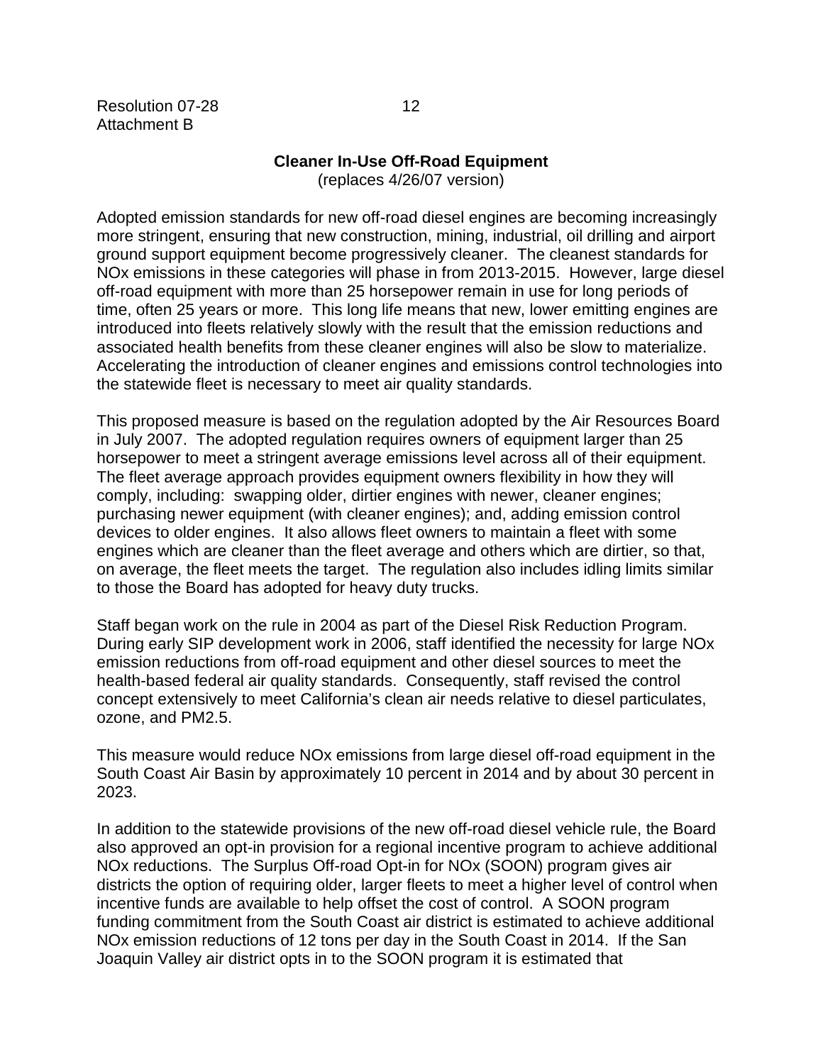## Cleaner In-Use Off-Road Equipment

(replaces 4/26/07 version)

Adopted emission standards for new off-road diesel engines are becoming increasingly more stringent, ensuring that new construction, mining, industrial, oil drilling and airport ground support equipment become progressively cleaner. The cleanest standards for NOx emissions in these categories will phase in from 2013-2015. However, large diesel off-road equipment with more than 25 horsepower remain in use for long periods of time, often 25 years or more. This long life means that new, lower emitting engines are introduced into fleets relatively slowly with the result that the emission reductions and associated health benefits from these cleaner engines will also be slow to materialize. Accelerating the introduction of cleaner engines and emissions control technologies into the statewide fleet is necessary to meet air quality standards.

This proposed measure is based on the regulation adopted by the Air Resources Board in July 2007. The adopted regulation requires owners of equipment larger than 25 horsepower to meet a stringent average emissions level across all of their equipment. The fleet average approach provides equipment owners flexibility in how they will comply, including: swapping older, dirtier engines with newer, cleaner engines; purchasing newer equipment (with cleaner engines); and, adding emission control devices to older engines. It also allows fleet owners to maintain a fleet with some engines which are cleaner than the fleet average and others which are dirtier, so that, on average, the fleet meets the target. The regulation also includes idling limits similar to those the Board has adopted for heavy duty trucks.

Staff began work on the rule in 2004 as part of the Diesel Risk Reduction Program. During early SIP development work in 2006, staff identified the necessity for large NOx emission reductions from off-road equipment and other diesel sources to meet the health-based federal air quality standards. Consequently, staff revised the control concept extensively to meet California's clean air needs relative to diesel particulates, ozone, and PM2.5.

This measure would reduce NOx emissions from large diesel off-road equipment in the South Coast Air Basin by approximately 10 percent in 2014 and by about 30 percent in 2023.

In addition to the statewide provisions of the new off-road diesel vehicle rule, the Board also approved an opt-in provision for a regional incentive program to achieve additional NOx reductions. The Surplus Off-road Opt-in for NOx (SOON) program gives air districts the option of requiring older, larger fleets to meet a higher level of control when incentive funds are available to help offset the cost of control. A SOON program funding commitment from the South Coast air district is estimated to achieve additional NOx emission reductions of 12 tons per day in the South Coast in 2014. If the San Joaquin Valley air district opts in to the SOON program it is estimated that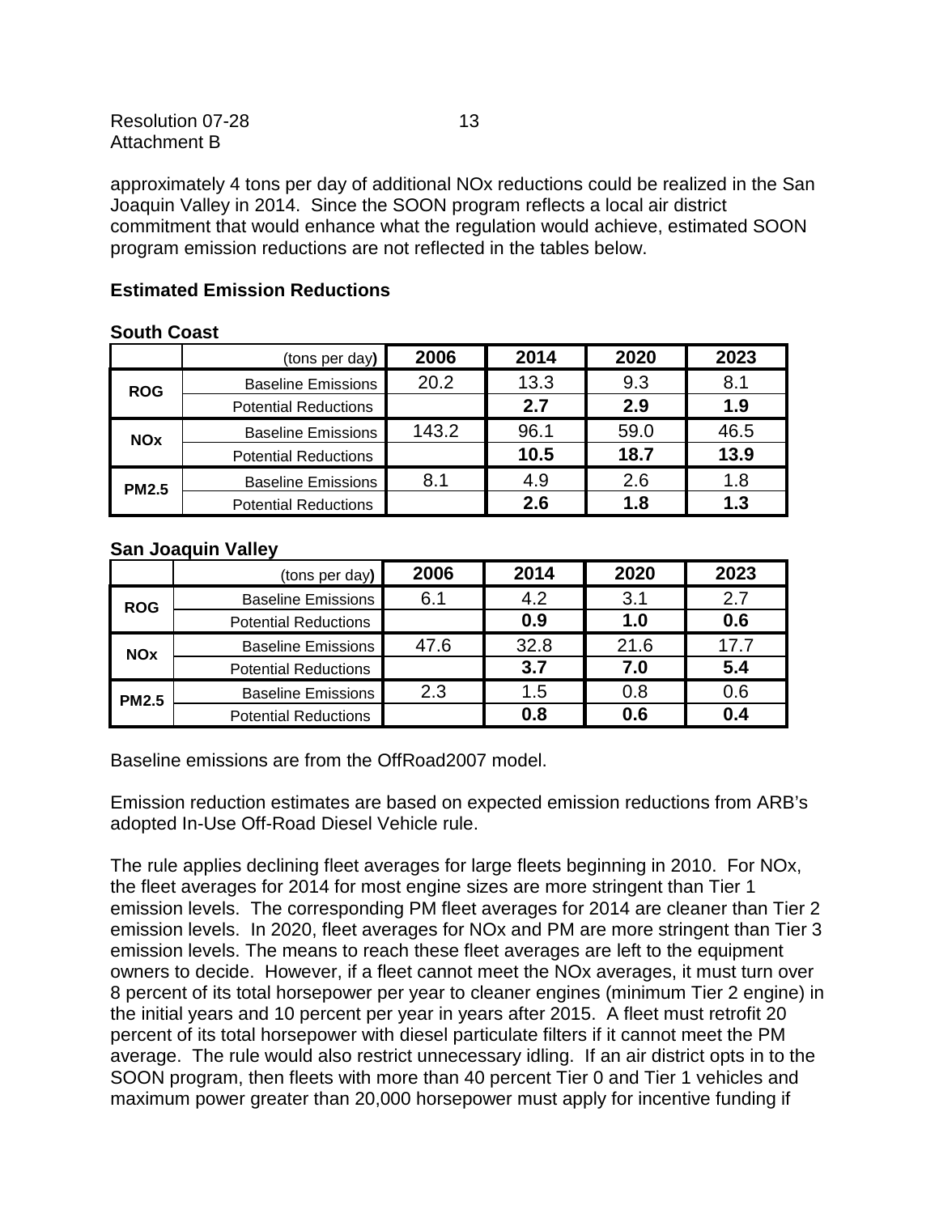approximately 4 tons per day of additional NOx reductions could be realized in the San Joaquin Valley in 2014. Since the SOON program reflects a local air district commitment that would enhance what the regulation would achieve, estimated SOON program emission reductions are not reflected in the tables below.

**Estimated Emission Reductions**

**South Coast**

| | (tons per day) | 2006 | 2014 | 2020 | 2023 |
|---|---|---|---|---|---|
| **ROG** | Baseline Emissions | 20.2 | 13.3 | 9.3 | 8.1 |
| | Potential Reductions | | **2.7** | **2.9** | **1.9** |
| **NOx** | Baseline Emissions | 143.2 | 96.1 | 59.0 | 46.5 |
| | Potential Reductions | | **10.5** | **18.7** | **13.9** |
| **PM2.5** | Baseline Emissions | 8.1 | 4.9 | 2.6 | 1.8 |
| | Potential Reductions | | **2.6** | **1.8** | **1.3** |

**San Joaquin Valley**

| | (tons per day) | 2006 | 2014 | 2020 | 2023 |
|---|---|---|---|---|---|
| **ROG** | Baseline Emissions | 6.1 | 4.2 | 3.1 | 2.7 |
| | Potential Reductions | | **0.9** | **1.0** | **0.6** |
| **NOx** | Baseline Emissions | 47.6 | 32.8 | 21.6 | 17.7 |
| | Potential Reductions | | **3.7** | **7.0** | **5.4** |
| **PM2.5** | Baseline Emissions | 2.3 | 1.5 | 0.8 | 0.6 |
| | Potential Reductions | | **0.8** | **0.6** | **0.4** |

Baseline emissions are from the OffRoad2007 model.

Emission reduction estimates are based on expected emission reductions from ARB's adopted In-Use Off-Road Diesel Vehicle rule.

The rule applies declining fleet averages for large fleets beginning in 2010. For NOx, the fleet averages for 2014 for most engine sizes are more stringent than Tier 1 emission levels. The corresponding PM fleet averages for 2014 are cleaner than Tier 2 emission levels. In 2020, fleet averages for NOx and PM are more stringent than Tier 3 emission levels. The means to reach these fleet averages are left to the equipment owners to decide. However, if a fleet cannot meet the NOx averages, it must turn over 8 percent of its total horsepower per year to cleaner engines (minimum Tier 2 engine) in the initial years and 10 percent per year in years after 2015. A fleet must retrofit 20 percent of its total horsepower with diesel particulate filters if it cannot meet the PM average. The rule would also restrict unnecessary idling. If an air district opts in to the SOON program, then fleets with more than 40 percent Tier 0 and Tier 1 vehicles and maximum power greater than 20,000 horsepower must apply for incentive funding if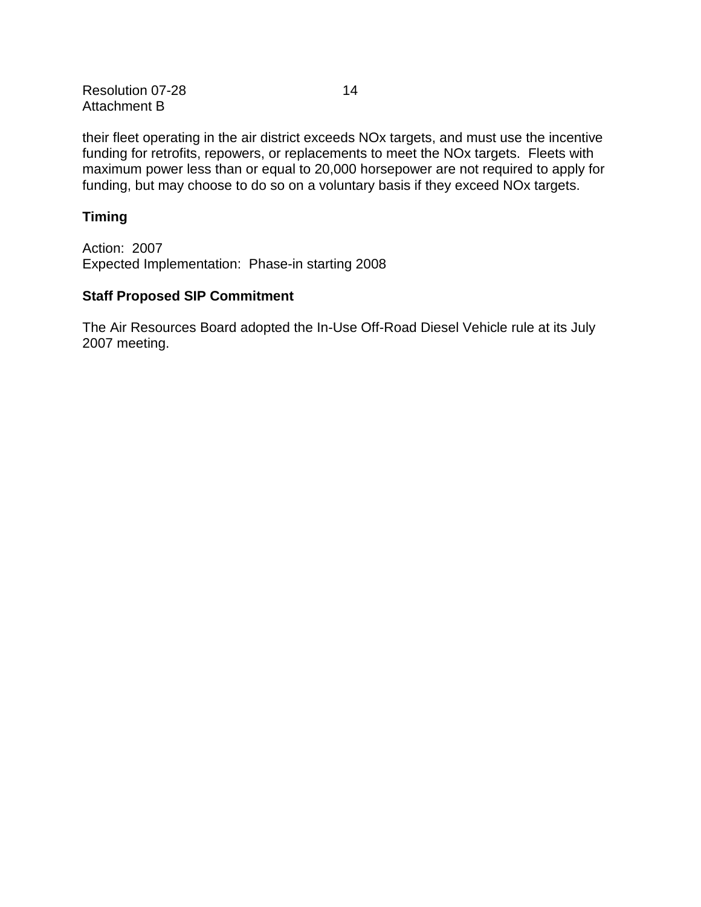their fleet operating in the air district exceeds NOx targets, and must use the incentive funding for retrofits, repowers, or replacements to meet the NOx targets. Fleets with maximum power less than or equal to 20,000 horsepower are not required to apply for funding, but may choose to do so on a voluntary basis if they exceed NOx targets.

**Timing**

Action: 2007
Expected Implementation: Phase-in starting 2008

**Staff Proposed SIP Commitment**

The Air Resources Board adopted the In-Use Off-Road Diesel Vehicle rule at its July 2007 meeting.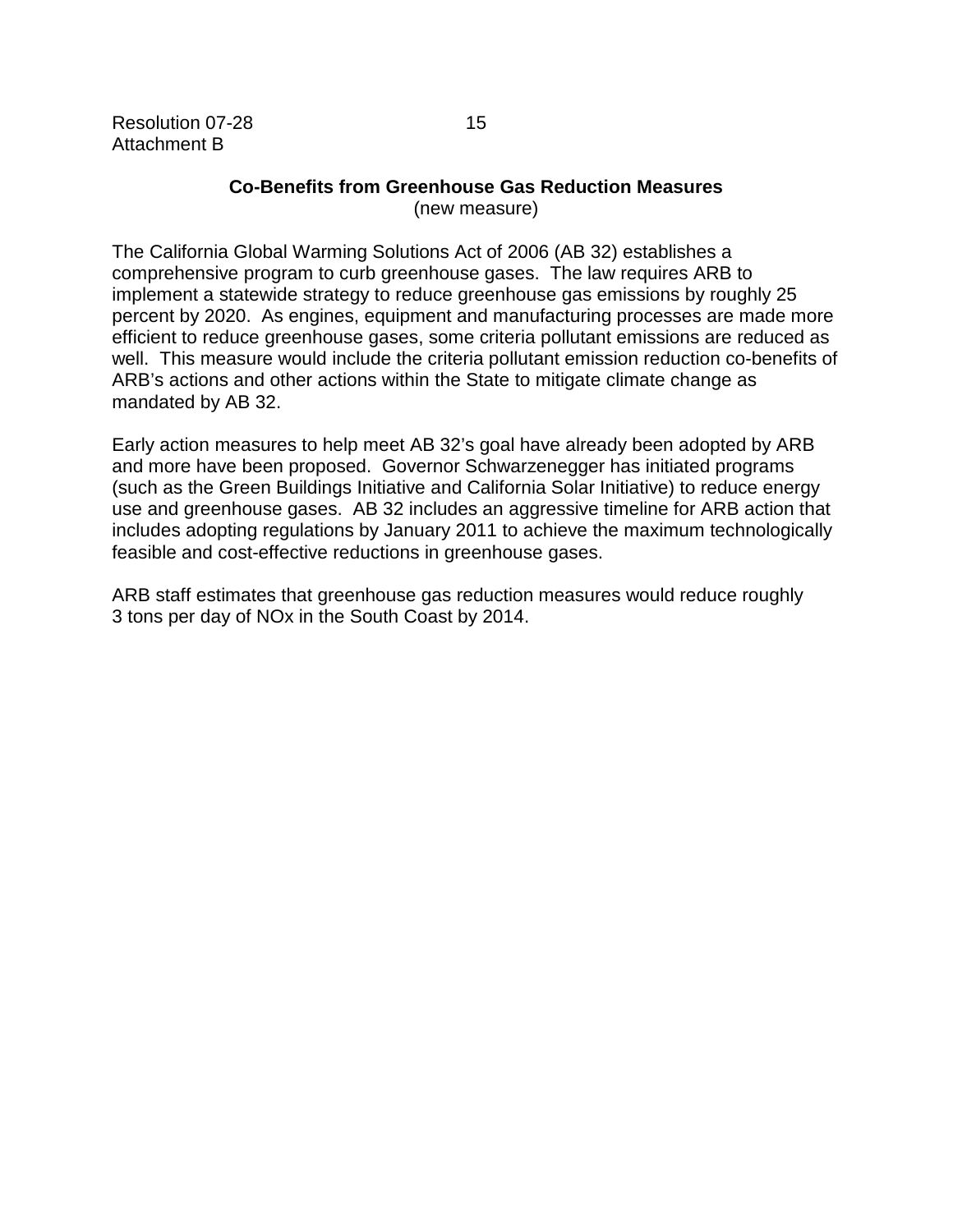## Co-Benefits from Greenhouse Gas Reduction Measures

(new measure)

The California Global Warming Solutions Act of 2006 (AB 32) establishes a comprehensive program to curb greenhouse gases. The law requires ARB to implement a statewide strategy to reduce greenhouse gas emissions by roughly 25 percent by 2020. As engines, equipment and manufacturing processes are made more efficient to reduce greenhouse gases, some criteria pollutant emissions are reduced as well. This measure would include the criteria pollutant emission reduction co-benefits of ARB's actions and other actions within the State to mitigate climate change as mandated by AB 32.

Early action measures to help meet AB 32's goal have already been adopted by ARB and more have been proposed. Governor Schwarzenegger has initiated programs (such as the Green Buildings Initiative and California Solar Initiative) to reduce energy use and greenhouse gases. AB 32 includes an aggressive timeline for ARB action that includes adopting regulations by January 2011 to achieve the maximum technologically feasible and cost-effective reductions in greenhouse gases.

ARB staff estimates that greenhouse gas reduction measures would reduce roughly 3 tons per day of NOx in the South Coast by 2014.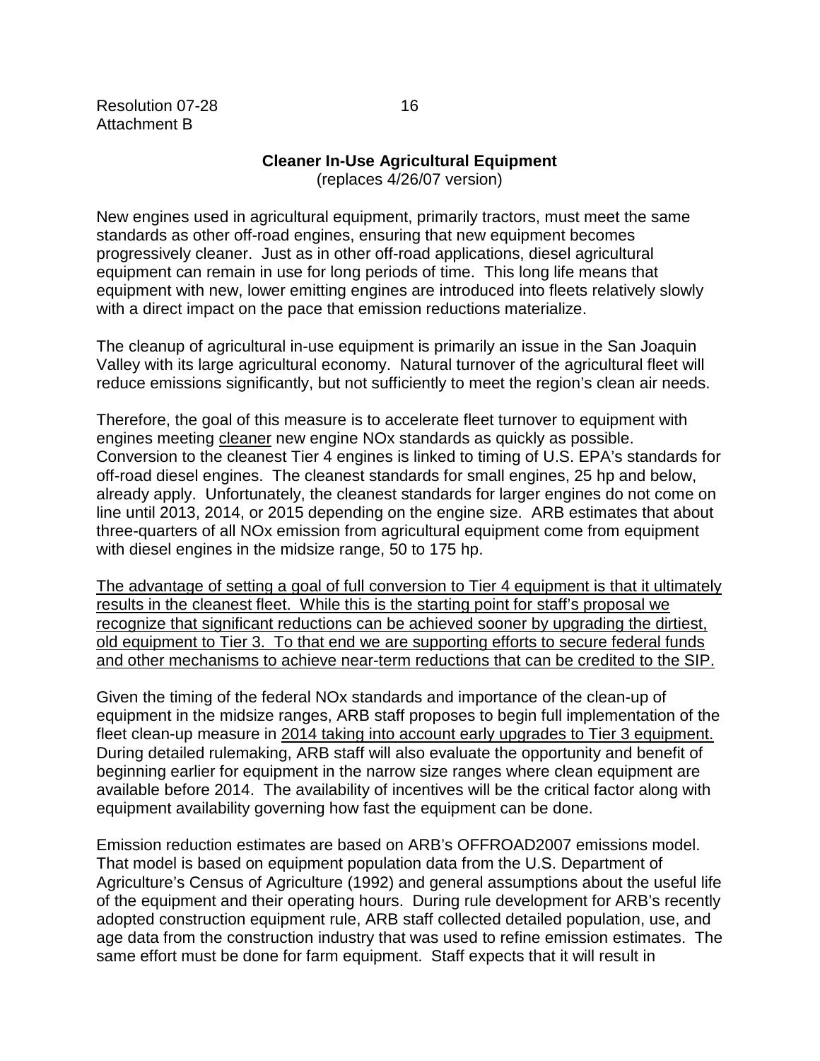Resolution 07-28
Attachment B

**Cleaner In-Use Agricultural Equipment**
(replaces 4/26/07 version)

New engines used in agricultural equipment, primarily tractors, must meet the same standards as other off-road engines, ensuring that new equipment becomes progressively cleaner. Just as in other off-road applications, diesel agricultural equipment can remain in use for long periods of time. This long life means that equipment with new, lower emitting engines are introduced into fleets relatively slowly with a direct impact on the pace that emission reductions materialize.

The cleanup of agricultural in-use equipment is primarily an issue in the San Joaquin Valley with its large agricultural economy. Natural turnover of the agricultural fleet will reduce emissions significantly, but not sufficiently to meet the region's clean air needs.

Therefore, the goal of this measure is to accelerate fleet turnover to equipment with engines meeting <u>cleaner</u> new engine NOx standards as quickly as possible. Conversion to the cleanest Tier 4 engines is linked to timing of U.S. EPA's standards for off-road diesel engines. The cleanest standards for small engines, 25 hp and below, already apply. Unfortunately, the cleanest standards for larger engines do not come on line until 2013, 2014, or 2015 depending on the engine size. ARB estimates that about three-quarters of all NOx emission from agricultural equipment come from equipment with diesel engines in the midsize range, 50 to 175 hp.

<u>The advantage of setting a goal of full conversion to Tier 4 equipment is that it ultimately results in the cleanest fleet. While this is the starting point for staff's proposal we recognize that significant reductions can be achieved sooner by upgrading the dirtiest, old equipment to Tier 3. To that end we are supporting efforts to secure federal funds and other mechanisms to achieve near-term reductions that can be credited to the SIP.</u>

Given the timing of the federal NOx standards and importance of the clean-up of equipment in the midsize ranges, ARB staff proposes to begin full implementation of the fleet clean-up measure in <u>2014 taking into account early upgrades to Tier 3 equipment.</u> During detailed rulemaking, ARB staff will also evaluate the opportunity and benefit of beginning earlier for equipment in the narrow size ranges where clean equipment are available before 2014. The availability of incentives will be the critical factor along with equipment availability governing how fast the equipment can be done.

Emission reduction estimates are based on ARB's OFFROAD2007 emissions model. That model is based on equipment population data from the U.S. Department of Agriculture's Census of Agriculture (1992) and general assumptions about the useful life of the equipment and their operating hours. During rule development for ARB's recently adopted construction equipment rule, ARB staff collected detailed population, use, and age data from the construction industry that was used to refine emission estimates. The same effort must be done for farm equipment. Staff expects that it will result in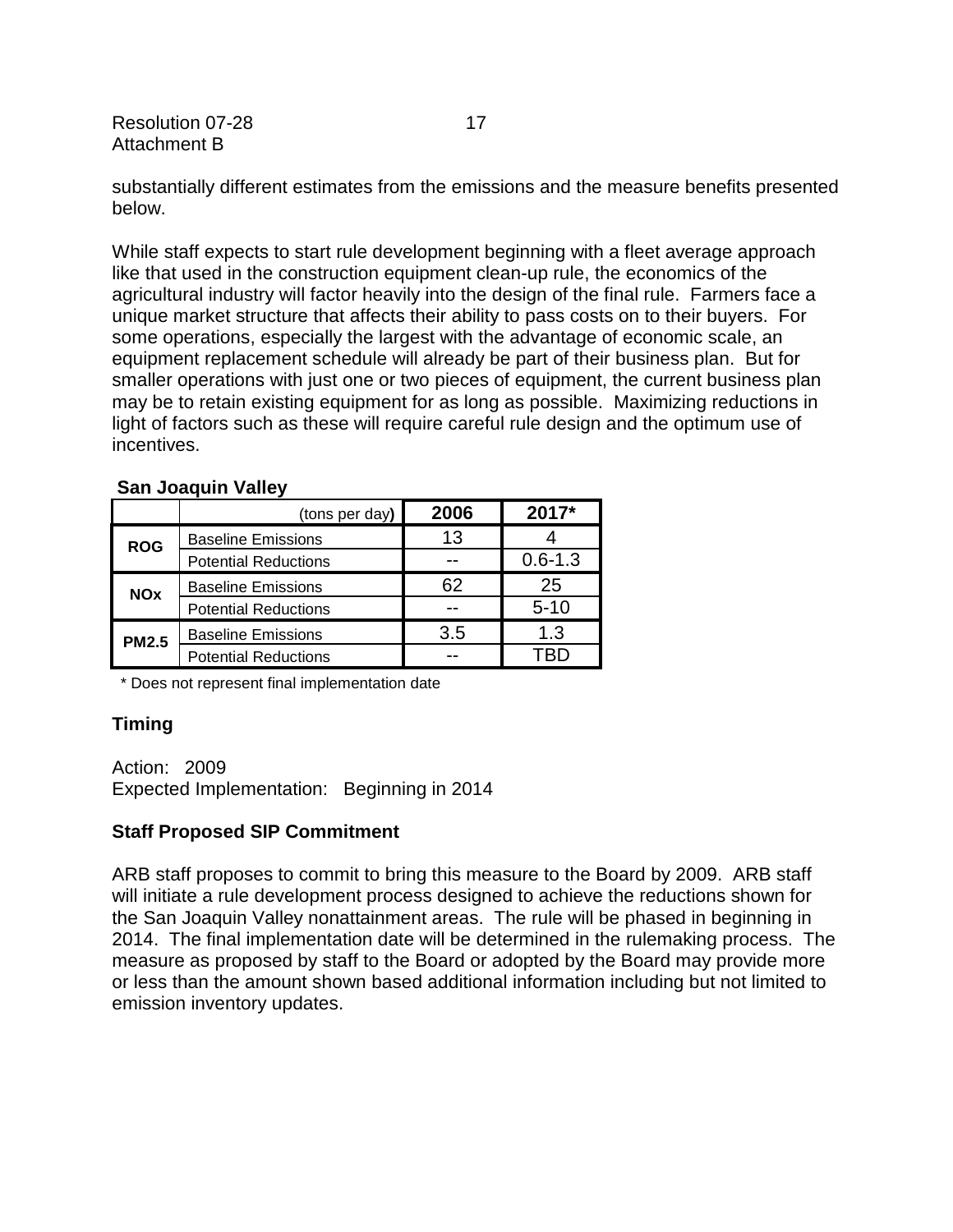substantially different estimates from the emissions and the measure benefits presented below.

While staff expects to start rule development beginning with a fleet average approach like that used in the construction equipment clean-up rule, the economics of the agricultural industry will factor heavily into the design of the final rule. Farmers face a unique market structure that affects their ability to pass costs on to their buyers. For some operations, especially the largest with the advantage of economic scale, an equipment replacement schedule will already be part of their business plan. But for smaller operations with just one or two pieces of equipment, the current business plan may be to retain existing equipment for as long as possible. Maximizing reductions in light of factors such as these will require careful rule design and the optimum use of incentives.

**San Joaquin Valley**

| | (tons per day) | 2006 | 2017* |
|---|---|---|---|
| **ROG** | Baseline Emissions | 13 | 4 |
| | Potential Reductions | -- | 0.6-1.3 |
| **NOx** | Baseline Emissions | 62 | 25 |
| | Potential Reductions | -- | 5-10 |
| **PM2.5** | Baseline Emissions | 3.5 | 1.3 |
| | Potential Reductions | -- | TBD |

\* Does not represent final implementation date

### Timing

Action: 2009
Expected Implementation: Beginning in 2014

### Staff Proposed SIP Commitment

ARB staff proposes to commit to bring this measure to the Board by 2009. ARB staff will initiate a rule development process designed to achieve the reductions shown for the San Joaquin Valley nonattainment areas. The rule will be phased in beginning in 2014. The final implementation date will be determined in the rulemaking process. The measure as proposed by staff to the Board or adopted by the Board may provide more or less than the amount shown based additional information including but not limited to emission inventory updates.